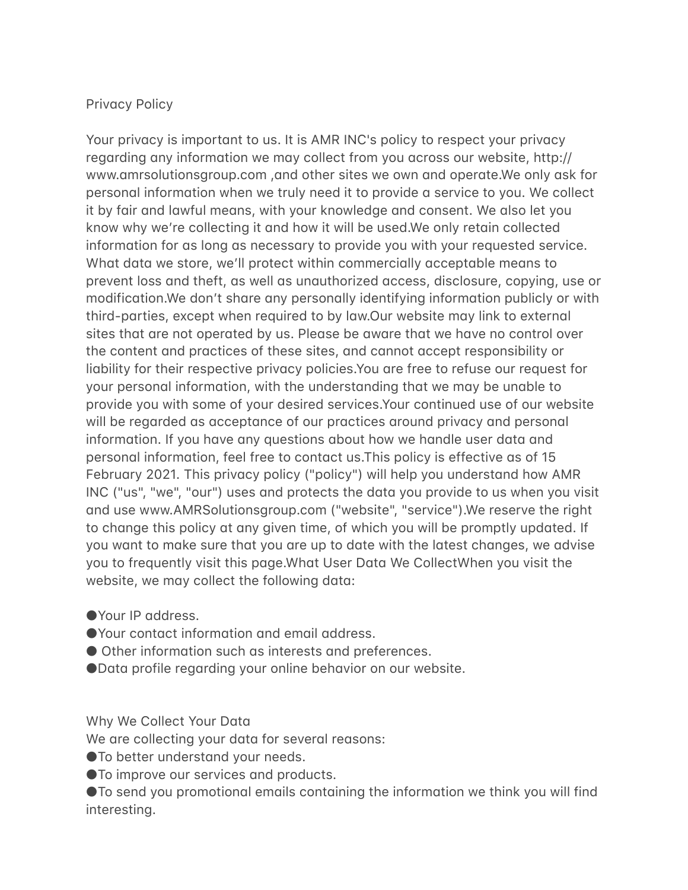# Privacy Policy

Your privacy is important to us. It is AMR INC's policy to respect your privacy regarding any information we may collect from you across our website, http://www.amrsolutionsgroup.com ,and other sites we own and operate.We only ask for personal information when we truly need it to provide a service to you. We collect it by fair and lawful means, with your knowledge and consent. We also let you know why we're collecting it and how it will be used.We only retain collected information for as long as necessary to provide you with your requested service. What data we store, we'll protect within commercially acceptable means to prevent loss and theft, as well as unauthorized access, disclosure, copying, use or modification.We don't share any personally identifying information publicly or with third-parties, except when required to by law.Our website may link to external sites that are not operated by us. Please be aware that we have no control over the content and practices of these sites, and cannot accept responsibility or liability for their respective privacy policies.You are free to refuse our request for your personal information, with the understanding that we may be unable to provide you with some of your desired services.Your continued use of our website will be regarded as acceptance of our practices around privacy and personal information. If you have any questions about how we handle user data and personal information, feel free to contact us.This policy is effective as of 15 February 2021. This privacy policy ("policy") will help you understand how AMR INC ("us", "we", "our") uses and protects the data you provide to us when you visit and use www.AMRSolutionsgroup.com ("website", "service").We reserve the right to change this policy at any given time, of which you will be promptly updated. If you want to make sure that you are up to date with the latest changes, we advise you to frequently visit this page.What User Data We CollectWhen you visit the website, we may collect the following data:

- Your IP address.
- Your contact information and email address.
- Other information such as interests and preferences.
- Data profile regarding your online behavior on our website.

Why We Collect Your Data

We are collecting your data for several reasons:

- To better understand your needs.
- To improve our services and products.
- To send you promotional emails containing the information we think you will find interesting.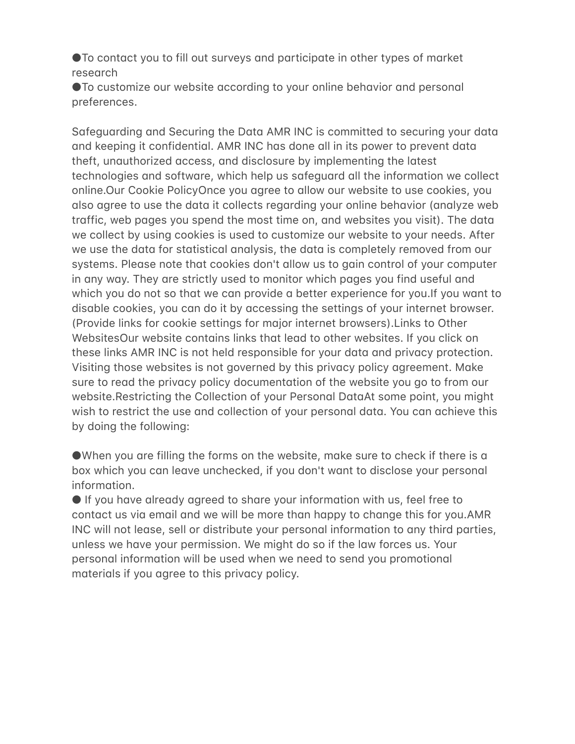●To contact you to fill out surveys and participate in other types of market research
●To customize our website according to your online behavior and personal preferences.

Safeguarding and Securing the Data AMR INC is committed to securing your data and keeping it confidential. AMR INC has done all in its power to prevent data theft, unauthorized access, and disclosure by implementing the latest technologies and software, which help us safeguard all the information we collect online.Our Cookie PolicyOnce you agree to allow our website to use cookies, you also agree to use the data it collects regarding your online behavior (analyze web traffic, web pages you spend the most time on, and websites you visit). The data we collect by using cookies is used to customize our website to your needs. After we use the data for statistical analysis, the data is completely removed from our systems. Please note that cookies don't allow us to gain control of your computer in any way. They are strictly used to monitor which pages you find useful and which you do not so that we can provide a better experience for you.If you want to disable cookies, you can do it by accessing the settings of your internet browser. (Provide links for cookie settings for major internet browsers).Links to Other WebsitesOur website contains links that lead to other websites. If you click on these links AMR INC is not held responsible for your data and privacy protection. Visiting those websites is not governed by this privacy policy agreement. Make sure to read the privacy policy documentation of the website you go to from our website.Restricting the Collection of your Personal DataAt some point, you might wish to restrict the use and collection of your personal data. You can achieve this by doing the following:

●When you are filling the forms on the website, make sure to check if there is a box which you can leave unchecked, if you don't want to disclose your personal information.
● If you have already agreed to share your information with us, feel free to contact us via email and we will be more than happy to change this for you.AMR INC will not lease, sell or distribute your personal information to any third parties, unless we have your permission. We might do so if the law forces us. Your personal information will be used when we need to send you promotional materials if you agree to this privacy policy.